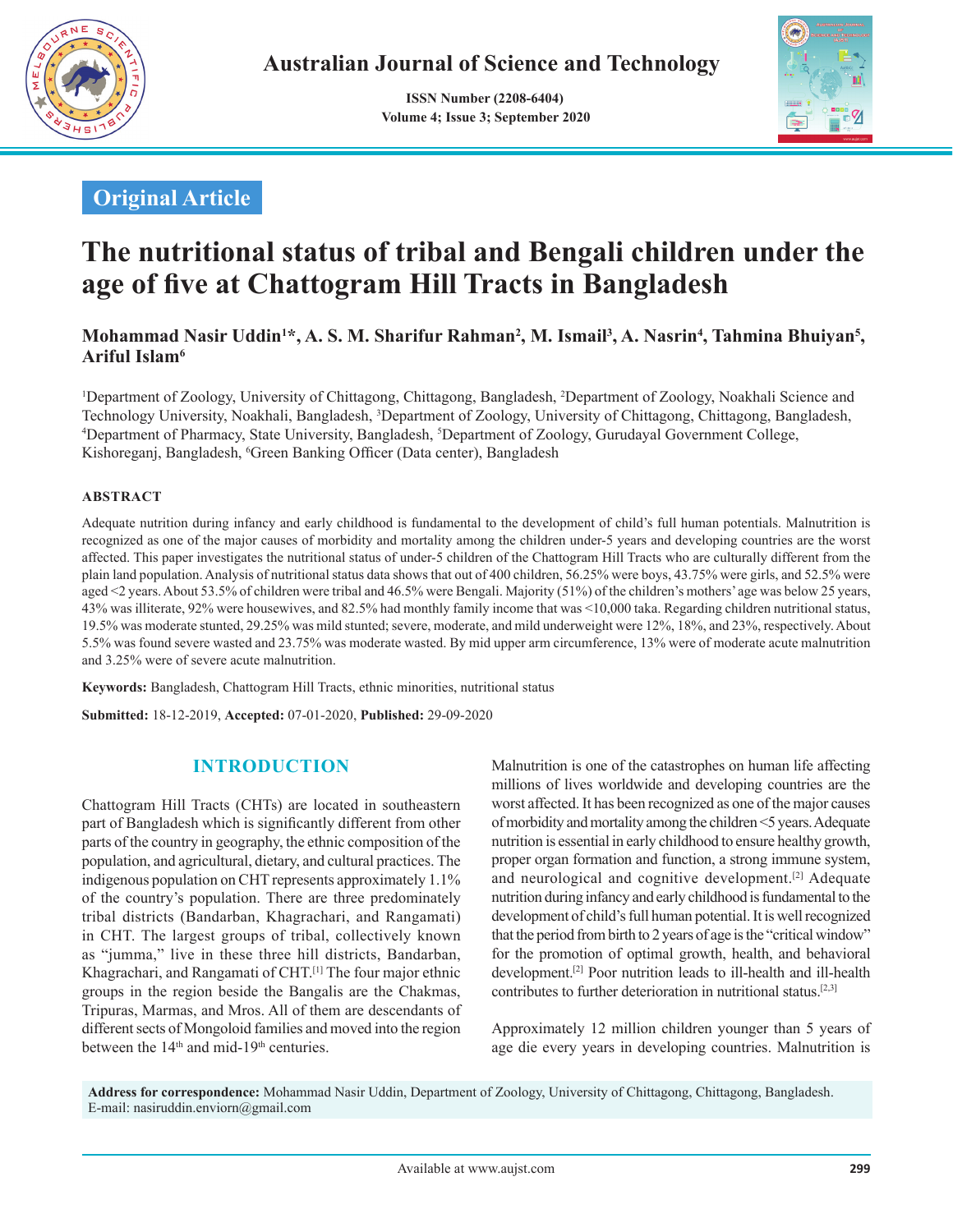Original Article

# The nutritional status of tribal and Bengali children under the age of five at Chattogram Hill Tracts in Bangladesh

**Mohammad Nasir Uddin[1]*, A. S. M. Sharifur Rahman[2], M. Ismail[3], A. Nasrin[4], Tahmina Bhuiyan[5], Ariful Islam[6]**

[1]Department of Zoology, University of Chittagong, Chittagong, Bangladesh, [2]Department of Zoology, Noakhali Science and Technology University, Noakhali, Bangladesh, [3]Department of Zoology, University of Chittagong, Chittagong, Bangladesh, [4]Department of Pharmacy, State University, Bangladesh, [5]Department of Zoology, Gurudayal Government College, Kishoreganj, Bangladesh, [6]Green Banking Officer (Data center), Bangladesh

## ABSTRACT

Adequate nutrition during infancy and early childhood is fundamental to the development of child's full human potentials. Malnutrition is recognized as one of the major causes of morbidity and mortality among the children under-5 years and developing countries are the worst affected. This paper investigates the nutritional status of under-5 children of the Chattogram Hill Tracts who are culturally different from the plain land population. Analysis of nutritional status data shows that out of 400 children, 56.25% were boys, 43.75% were girls, and 52.5% were aged <2 years. About 53.5% of children were tribal and 46.5% were Bengali. Majority (51%) of the children's mothers' age was below 25 years, 43% was illiterate, 92% were housewives, and 82.5% had monthly family income that was <10,000 taka. Regarding children nutritional status, 19.5% was moderate stunted, 29.25% was mild stunted; severe, moderate, and mild underweight were 12%, 18%, and 23%, respectively. About 5.5% was found severe wasted and 23.75% was moderate wasted. By mid upper arm circumference, 13% were of moderate acute malnutrition and 3.25% were of severe acute malnutrition.

**Keywords:** Bangladesh, Chattogram Hill Tracts, ethnic minorities, nutritional status

**Submitted:** 18-12-2019, **Accepted:** 07-01-2020, **Published:** 29-09-2020

## INTRODUCTION

Chattogram Hill Tracts (CHTs) are located in southeastern part of Bangladesh which is significantly different from other parts of the country in geography, the ethnic composition of the population, and agricultural, dietary, and cultural practices. The indigenous population on CHT represents approximately 1.1% of the country's population. There are three predominately tribal districts (Bandarban, Khagrachari, and Rangamati) in CHT. The largest groups of tribal, collectively known as "jumma," live in these three hill districts, Bandarban, Khagrachari, and Rangamati of CHT.[1] The four major ethnic groups in the region beside the Bangalis are the Chakmas, Tripuras, Marmas, and Mros. All of them are descendants of different sects of Mongoloid families and moved into the region between the 14th and mid-19th centuries.

Malnutrition is one of the catastrophes on human life affecting millions of lives worldwide and developing countries are the worst affected. It has been recognized as one of the major causes of morbidity and mortality among the children <5 years. Adequate nutrition is essential in early childhood to ensure healthy growth, proper organ formation and function, a strong immune system, and neurological and cognitive development.[2] Adequate nutrition during infancy and early childhood is fundamental to the development of child's full human potential. It is well recognized that the period from birth to 2 years of age is the "critical window" for the promotion of optimal growth, health, and behavioral development.[2] Poor nutrition leads to ill-health and ill-health contributes to further deterioration in nutritional status.[2,3]

Approximately 12 million children younger than 5 years of age die every years in developing countries. Malnutrition is

**Address for correspondence:** Mohammad Nasir Uddin, Department of Zoology, University of Chittagong, Chittagong, Bangladesh. E-mail: nasiruddin.enviorn@gmail.com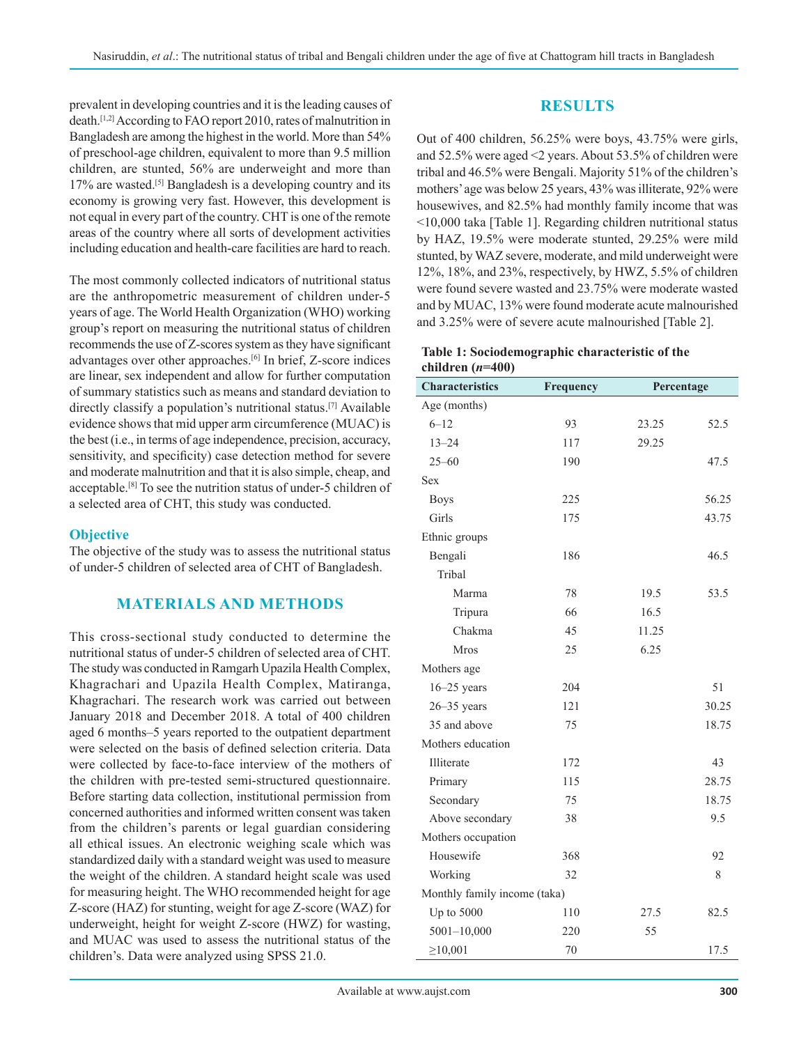prevalent in developing countries and it is the leading causes of death.[1,2] According to FAO report 2010, rates of malnutrition in Bangladesh are among the highest in the world. More than 54% of preschool-age children, equivalent to more than 9.5 million children, are stunted, 56% are underweight and more than 17% are wasted.[5] Bangladesh is a developing country and its economy is growing very fast. However, this development is not equal in every part of the country. CHT is one of the remote areas of the country where all sorts of development activities including education and health-care facilities are hard to reach.

The most commonly collected indicators of nutritional status are the anthropometric measurement of children under-5 years of age. The World Health Organization (WHO) working group's report on measuring the nutritional status of children recommends the use of Z-scores system as they have significant advantages over other approaches.[6] In brief, Z-score indices are linear, sex independent and allow for further computation of summary statistics such as means and standard deviation to directly classify a population's nutritional status.[7] Available evidence shows that mid upper arm circumference (MUAC) is the best (i.e., in terms of age independence, precision, accuracy, sensitivity, and specificity) case detection method for severe and moderate malnutrition and that it is also simple, cheap, and acceptable.[8] To see the nutrition status of under-5 children of a selected area of CHT, this study was conducted.

### Objective

The objective of the study was to assess the nutritional status of under-5 children of selected area of CHT of Bangladesh.

## MATERIALS AND METHODS

This cross-sectional study conducted to determine the nutritional status of under-5 children of selected area of CHT. The study was conducted in Ramgarh Upazila Health Complex, Khagrachari and Upazila Health Complex, Matiranga, Khagrachari. The research work was carried out between January 2018 and December 2018. A total of 400 children aged 6 months–5 years reported to the outpatient department were selected on the basis of defined selection criteria. Data were collected by face-to-face interview of the mothers of the children with pre-tested semi-structured questionnaire. Before starting data collection, institutional permission from concerned authorities and informed written consent was taken from the children's parents or legal guardian considering all ethical issues. An electronic weighing scale which was standardized daily with a standard weight was used to measure the weight of the children. A standard height scale was used for measuring height. The WHO recommended height for age Z-score (HAZ) for stunting, weight for age Z-score (WAZ) for underweight, height for weight Z-score (HWZ) for wasting, and MUAC was used to assess the nutritional status of the children's. Data were analyzed using SPSS 21.0.

## RESULTS

Out of 400 children, 56.25% were boys, 43.75% were girls, and 52.5% were aged <2 years. About 53.5% of children were tribal and 46.5% were Bengali. Majority 51% of the children's mothers' age was below 25 years, 43% was illiterate, 92% were housewives, and 82.5% had monthly family income that was <10,000 taka [Table 1]. Regarding children nutritional status by HAZ, 19.5% were moderate stunted, 29.25% were mild stunted, by WAZ severe, moderate, and mild underweight were 12%, 18%, and 23%, respectively, by HWZ, 5.5% of children were found severe wasted and 23.75% were moderate wasted and by MUAC, 13% were found moderate acute malnourished and 3.25% were of severe acute malnourished [Table 2].

**Table 1: Sociodemographic characteristic of the children (*n*=400)**

| Characteristics | Frequency | Percentage | |
|---|---|---|---|
| Age (months) | | | |
| 6–12 | 93 | 23.25 | 52.5 |
| 13–24 | 117 | 29.25 | |
| 25–60 | 190 | | 47.5 |
| Sex | | | |
| Boys | 225 | | 56.25 |
| Girls | 175 | | 43.75 |
| Ethnic groups | | | |
| Bengali | 186 | | 46.5 |
| Tribal | | | |
| Marma | 78 | 19.5 | 53.5 |
| Tripura | 66 | 16.5 | |
| Chakma | 45 | 11.25 | |
| Mros | 25 | 6.25 | |
| Mothers age | | | |
| 16–25 years | 204 | | 51 |
| 26–35 years | 121 | | 30.25 |
| 35 and above | 75 | | 18.75 |
| Mothers education | | | |
| Illiterate | 172 | | 43 |
| Primary | 115 | | 28.75 |
| Secondary | 75 | | 18.75 |
| Above secondary | 38 | | 9.5 |
| Mothers occupation | | | |
| Housewife | 368 | | 92 |
| Working | 32 | | 8 |
| Monthly family income (taka) | | | |
| Up to 5000 | 110 | 27.5 | 82.5 |
| 5001–10,000 | 220 | 55 | |
| ≥10,001 | 70 | | 17.5 |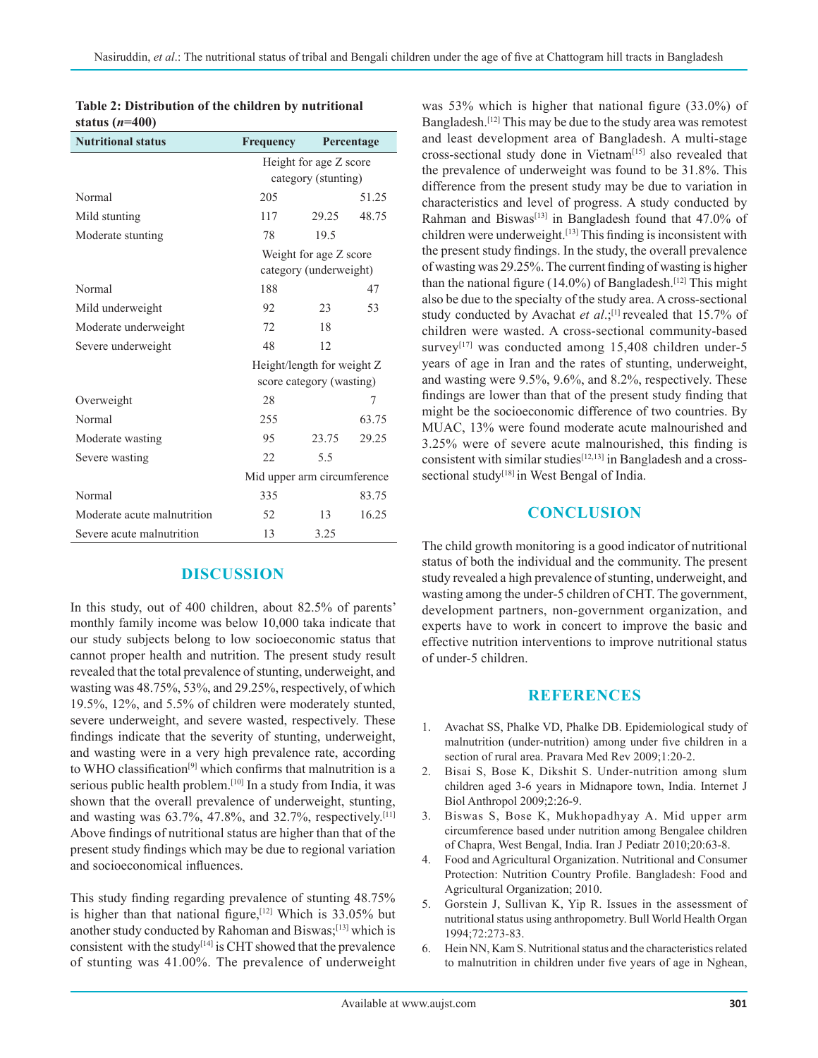**Table 2: Distribution of the children by nutritional status (*n*=400)**

| Nutritional status | Frequency | Percentage | |
|---|---|---|---|
| | Height for age Z score category (stunting) | | |
| Normal | 205 | | 51.25 |
| Mild stunting | 117 | 29.25 | 48.75 |
| Moderate stunting | 78 | 19.5 | |
| | Weight for age Z score category (underweight) | | |
| Normal | 188 | | 47 |
| Mild underweight | 92 | 23 | 53 |
| Moderate underweight | 72 | 18 | |
| Severe underweight | 48 | 12 | |
| | Height/length for weight Z score category (wasting) | | |
| Overweight | 28 | | 7 |
| Normal | 255 | | 63.75 |
| Moderate wasting | 95 | 23.75 | 29.25 |
| Severe wasting | 22 | 5.5 | |
| | Mid upper arm circumference | | |
| Normal | 335 | | 83.75 |
| Moderate acute malnutrition | 52 | 13 | 16.25 |
| Severe acute malnutrition | 13 | 3.25 | |

## DISCUSSION

In this study, out of 400 children, about 82.5% of parents' monthly family income was below 10,000 taka indicate that our study subjects belong to low socioeconomic status that cannot proper health and nutrition. The present study result revealed that the total prevalence of stunting, underweight, and wasting was 48.75%, 53%, and 29.25%, respectively, of which 19.5%, 12%, and 5.5% of children were moderately stunted, severe underweight, and severe wasted, respectively. These findings indicate that the severity of stunting, underweight, and wasting were in a very high prevalence rate, according to WHO classification[9] which confirms that malnutrition is a serious public health problem.[10] In a study from India, it was shown that the overall prevalence of underweight, stunting, and wasting was 63.7%, 47.8%, and 32.7%, respectively.[11] Above findings of nutritional status are higher than that of the present study findings which may be due to regional variation and socioeconomical influences.

This study finding regarding prevalence of stunting 48.75% is higher than that national figure,[12] Which is 33.05% but another study conducted by Rahoman and Biswas;[13] which is consistent with the study[14] is CHT showed that the prevalence of stunting was 41.00%. The prevalence of underweight was 53% which is higher that national figure (33.0%) of Bangladesh.[12] This may be due to the study area was remotest and least development area of Bangladesh. A multi-stage cross-sectional study done in Vietnam[15] also revealed that the prevalence of underweight was found to be 31.8%. This difference from the present study may be due to variation in characteristics and level of progress. A study conducted by Rahman and Biswas[13] in Bangladesh found that 47.0% of children were underweight.[13] This finding is inconsistent with the present study findings. In the study, the overall prevalence of wasting was 29.25%. The current finding of wasting is higher than the national figure (14.0%) of Bangladesh.[12] This might also be due to the specialty of the study area. A cross-sectional study conducted by Avachat *et al*.;[1] revealed that 15.7% of children were wasted. A cross-sectional community-based survey[17] was conducted among 15,408 children under-5 years of age in Iran and the rates of stunting, underweight, and wasting were 9.5%, 9.6%, and 8.2%, respectively. These findings are lower than that of the present study finding that might be the socioeconomic difference of two countries. By MUAC, 13% were found moderate acute malnourished and 3.25% were of severe acute malnourished, this finding is consistent with similar studies[12,13] in Bangladesh and a cross-sectional study[18] in West Bengal of India.

## CONCLUSION

The child growth monitoring is a good indicator of nutritional status of both the individual and the community. The present study revealed a high prevalence of stunting, underweight, and wasting among the under-5 children of CHT. The government, development partners, non-government organization, and experts have to work in concert to improve the basic and effective nutrition interventions to improve nutritional status of under-5 children.

## REFERENCES

1. Avachat SS, Phalke VD, Phalke DB. Epidemiological study of malnutrition (under-nutrition) among under five children in a section of rural area. Pravara Med Rev 2009;1:20-2.
2. Bisai S, Bose K, Dikshit S. Under-nutrition among slum children aged 3-6 years in Midnapore town, India. Internet J Biol Anthropol 2009;2:26-9.
3. Biswas S, Bose K, Mukhopadhyay A. Mid upper arm circumference based under nutrition among Bengalee children of Chapra, West Bengal, India. Iran J Pediatr 2010;20:63-8.
4. Food and Agricultural Organization. Nutritional and Consumer Protection: Nutrition Country Profile. Bangladesh: Food and Agricultural Organization; 2010.
5. Gorstein J, Sullivan K, Yip R. Issues in the assessment of nutritional status using anthropometry. Bull World Health Organ 1994;72:273-83.
6. Hein NN, Kam S. Nutritional status and the characteristics related to malnutrition in children under five years of age in Nghean,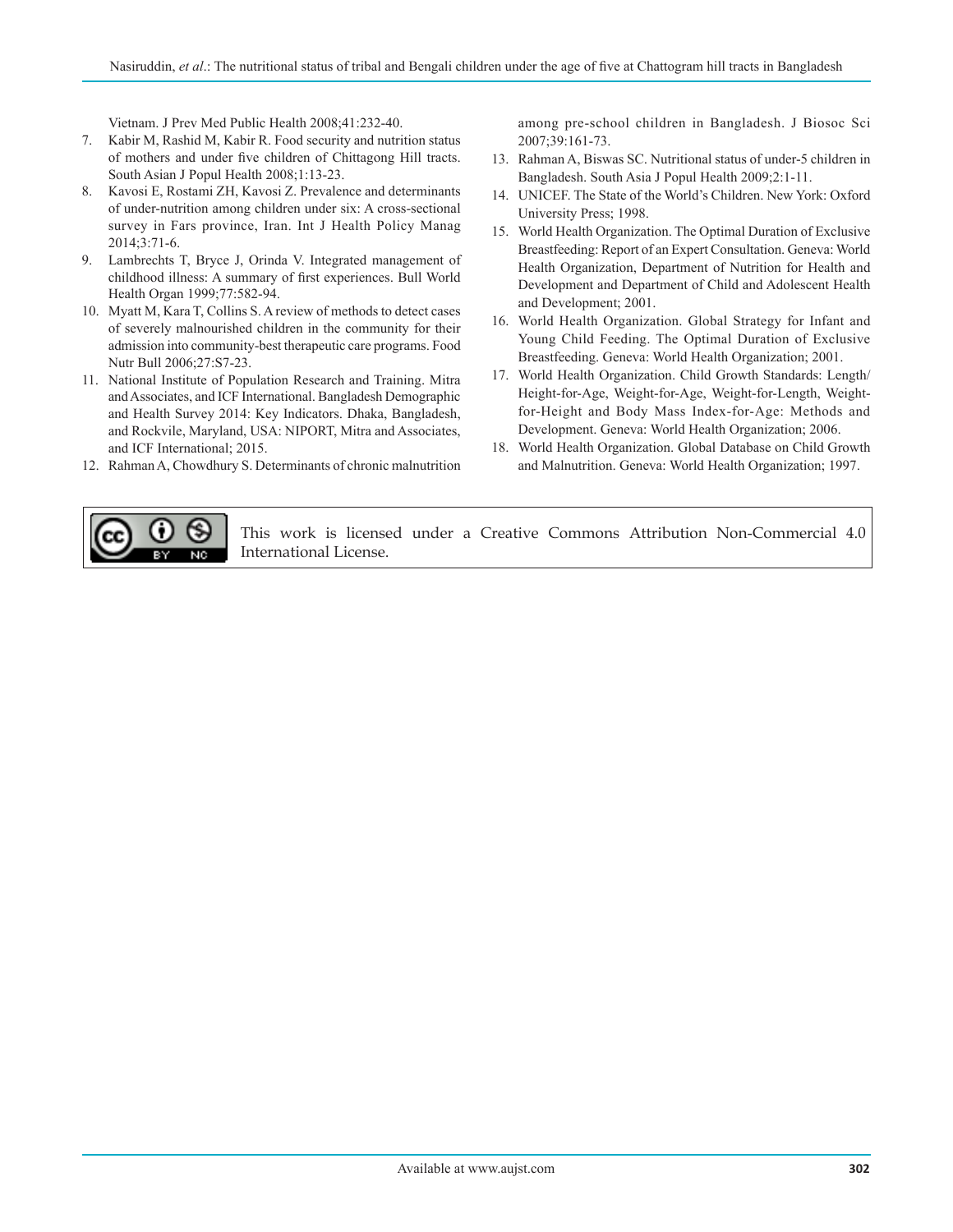Vietnam. J Prev Med Public Health 2008;41:232-40.

7. Kabir M, Rashid M, Kabir R. Food security and nutrition status of mothers and under five children of Chittagong Hill tracts. South Asian J Popul Health 2008;1:13-23.
8. Kavosi E, Rostami ZH, Kavosi Z. Prevalence and determinants of under-nutrition among children under six: A cross-sectional survey in Fars province, Iran. Int J Health Policy Manag 2014;3:71-6.
9. Lambrechts T, Bryce J, Orinda V. Integrated management of childhood illness: A summary of first experiences. Bull World Health Organ 1999;77:582-94.
10. Myatt M, Kara T, Collins S. A review of methods to detect cases of severely malnourished children in the community for their admission into community-best therapeutic care programs. Food Nutr Bull 2006;27:S7-23.
11. National Institute of Population Research and Training. Mitra and Associates, and ICF International. Bangladesh Demographic and Health Survey 2014: Key Indicators. Dhaka, Bangladesh, and Rockvile, Maryland, USA: NIPORT, Mitra and Associates, and ICF International; 2015.
12. Rahman A, Chowdhury S. Determinants of chronic malnutrition among pre-school children in Bangladesh. J Biosoc Sci 2007;39:161-73.
13. Rahman A, Biswas SC. Nutritional status of under-5 children in Bangladesh. South Asia J Popul Health 2009;2:1-11.
14. UNICEF. The State of the World's Children. New York: Oxford University Press; 1998.
15. World Health Organization. The Optimal Duration of Exclusive Breastfeeding: Report of an Expert Consultation. Geneva: World Health Organization, Department of Nutrition for Health and Development and Department of Child and Adolescent Health and Development; 2001.
16. World Health Organization. Global Strategy for Infant and Young Child Feeding. The Optimal Duration of Exclusive Breastfeeding. Geneva: World Health Organization; 2001.
17. World Health Organization. Child Growth Standards: Length/Height-for-Age, Weight-for-Age, Weight-for-Length, Weight-for-Height and Body Mass Index-for-Age: Methods and Development. Geneva: World Health Organization; 2006.
18. World Health Organization. Global Database on Child Growth and Malnutrition. Geneva: World Health Organization; 1997.

This work is licensed under a Creative Commons Attribution Non-Commercial 4.0 International License.